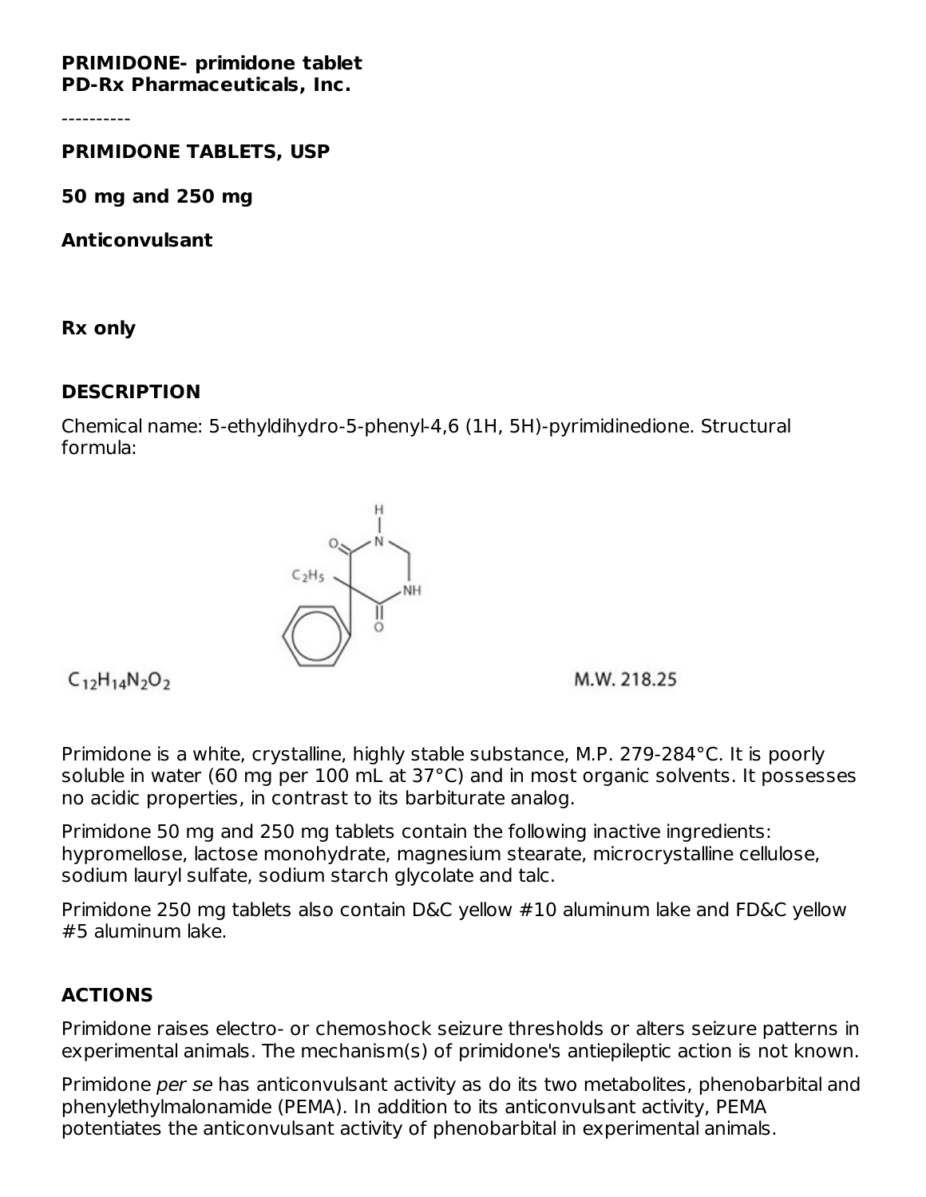**PRIMIDONE- primidone tablet**
**PD-Rx Pharmaceuticals, Inc.**

----------

**PRIMIDONE TABLETS, USP**

**50 mg and 250 mg**

**Anticonvulsant**

**Rx only**

## DESCRIPTION

Chemical name: 5-ethyldihydro-5-phenyl-4,6 (1H, 5H)-pyrimidinedione. Structural formula:

$C_{12}H_{14}N_2O_2$ M.W. 218.25

Primidone is a white, crystalline, highly stable substance, M.P. 279-284°C. It is poorly soluble in water (60 mg per 100 mL at 37°C) and in most organic solvents. It possesses no acidic properties, in contrast to its barbiturate analog.

Primidone 50 mg and 250 mg tablets contain the following inactive ingredients: hypromellose, lactose monohydrate, magnesium stearate, microcrystalline cellulose, sodium lauryl sulfate, sodium starch glycolate and talc.

Primidone 250 mg tablets also contain D&C yellow #10 aluminum lake and FD&C yellow #5 aluminum lake.

## ACTIONS

Primidone raises electro- or chemoshock seizure thresholds or alters seizure patterns in experimental animals. The mechanism(s) of primidone's antiepileptic action is not known.

Primidone *per se* has anticonvulsant activity as do its two metabolites, phenobarbital and phenylethylmalonamide (PEMA). In addition to its anticonvulsant activity, PEMA potentiates the anticonvulsant activity of phenobarbital in experimental animals.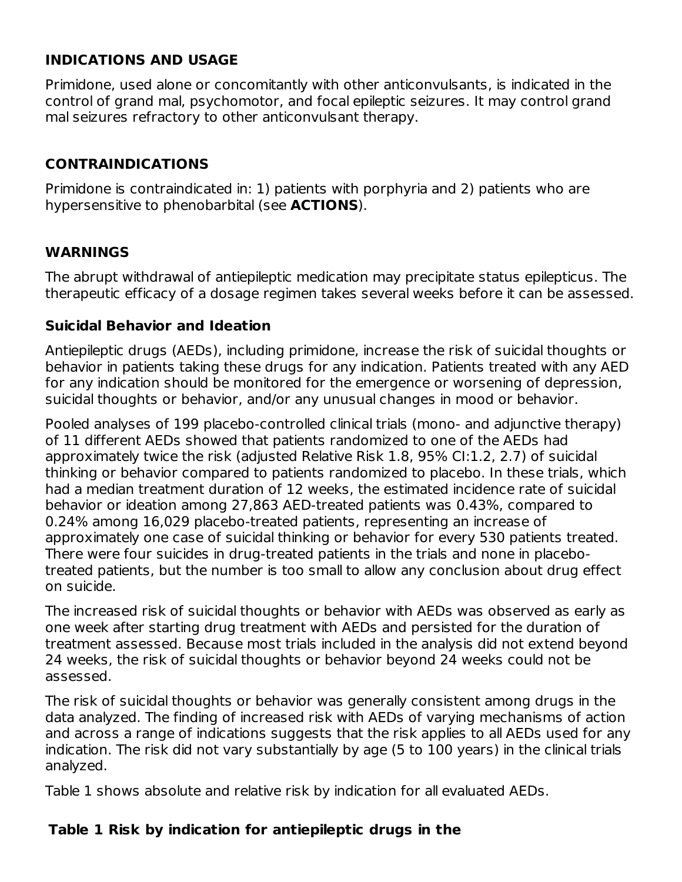## INDICATIONS AND USAGE

Primidone, used alone or concomitantly with other anticonvulsants, is indicated in the control of grand mal, psychomotor, and focal epileptic seizures. It may control grand mal seizures refractory to other anticonvulsant therapy.

## CONTRAINDICATIONS

Primidone is contraindicated in: 1) patients with porphyria and 2) patients who are hypersensitive to phenobarbital (see **ACTIONS**).

## WARNINGS

The abrupt withdrawal of antiepileptic medication may precipitate status epilepticus. The therapeutic efficacy of a dosage regimen takes several weeks before it can be assessed.

### Suicidal Behavior and Ideation

Antiepileptic drugs (AEDs), including primidone, increase the risk of suicidal thoughts or behavior in patients taking these drugs for any indication. Patients treated with any AED for any indication should be monitored for the emergence or worsening of depression, suicidal thoughts or behavior, and/or any unusual changes in mood or behavior.

Pooled analyses of 199 placebo-controlled clinical trials (mono- and adjunctive therapy) of 11 different AEDs showed that patients randomized to one of the AEDs had approximately twice the risk (adjusted Relative Risk 1.8, 95% CI:1.2, 2.7) of suicidal thinking or behavior compared to patients randomized to placebo. In these trials, which had a median treatment duration of 12 weeks, the estimated incidence rate of suicidal behavior or ideation among 27,863 AED-treated patients was 0.43%, compared to 0.24% among 16,029 placebo-treated patients, representing an increase of approximately one case of suicidal thinking or behavior for every 530 patients treated. There were four suicides in drug-treated patients in the trials and none in placebo-treated patients, but the number is too small to allow any conclusion about drug effect on suicide.

The increased risk of suicidal thoughts or behavior with AEDs was observed as early as one week after starting drug treatment with AEDs and persisted for the duration of treatment assessed. Because most trials included in the analysis did not extend beyond 24 weeks, the risk of suicidal thoughts or behavior beyond 24 weeks could not be assessed.

The risk of suicidal thoughts or behavior was generally consistent among drugs in the data analyzed. The finding of increased risk with AEDs of varying mechanisms of action and across a range of indications suggests that the risk applies to all AEDs used for any indication. The risk did not vary substantially by age (5 to 100 years) in the clinical trials analyzed.

Table 1 shows absolute and relative risk by indication for all evaluated AEDs.

**Table 1 Risk by indication for antiepileptic drugs in the**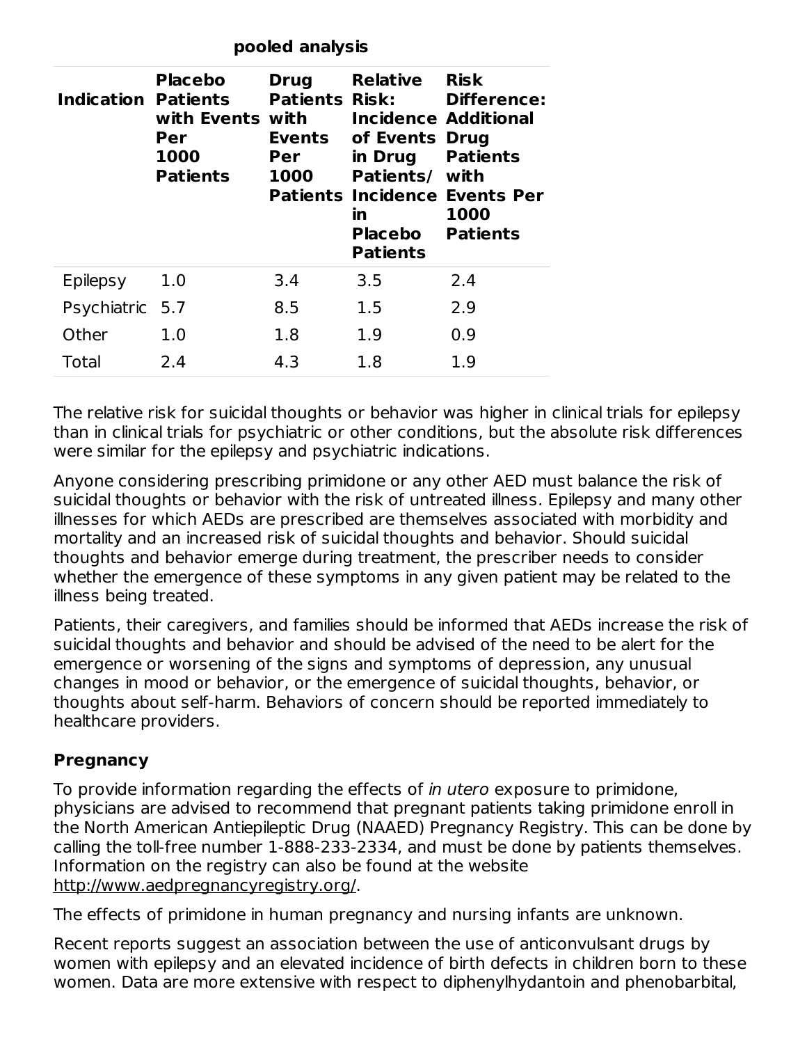**pooled analysis**

| Indication | Placebo Patients with Events Per 1000 Patients | Drug Patients with Events Per 1000 Patients | Relative Risk: Incidence of Events in Drug Patients/ Incidence in Placebo Patients | Risk Difference: Additional Drug Patients with Events Per 1000 Patients |
|---|---|---|---|---|
| Epilepsy | 1.0 | 3.4 | 3.5 | 2.4 |
| Psychiatric | 5.7 | 8.5 | 1.5 | 2.9 |
| Other | 1.0 | 1.8 | 1.9 | 0.9 |
| Total | 2.4 | 4.3 | 1.8 | 1.9 |

The relative risk for suicidal thoughts or behavior was higher in clinical trials for epilepsy than in clinical trials for psychiatric or other conditions, but the absolute risk differences were similar for the epilepsy and psychiatric indications.

Anyone considering prescribing primidone or any other AED must balance the risk of suicidal thoughts or behavior with the risk of untreated illness. Epilepsy and many other illnesses for which AEDs are prescribed are themselves associated with morbidity and mortality and an increased risk of suicidal thoughts and behavior. Should suicidal thoughts and behavior emerge during treatment, the prescriber needs to consider whether the emergence of these symptoms in any given patient may be related to the illness being treated.

Patients, their caregivers, and families should be informed that AEDs increase the risk of suicidal thoughts and behavior and should be advised of the need to be alert for the emergence or worsening of the signs and symptoms of depression, any unusual changes in mood or behavior, or the emergence of suicidal thoughts, behavior, or thoughts about self-harm. Behaviors of concern should be reported immediately to healthcare providers.

### Pregnancy

To provide information regarding the effects of *in utero* exposure to primidone, physicians are advised to recommend that pregnant patients taking primidone enroll in the North American Antiepileptic Drug (NAAED) Pregnancy Registry. This can be done by calling the toll-free number 1-888-233-2334, and must be done by patients themselves. Information on the registry can also be found at the website http://www.aedpregnancyregistry.org/.

The effects of primidone in human pregnancy and nursing infants are unknown.

Recent reports suggest an association between the use of anticonvulsant drugs by women with epilepsy and an elevated incidence of birth defects in children born to these women. Data are more extensive with respect to diphenylhydantoin and phenobarbital,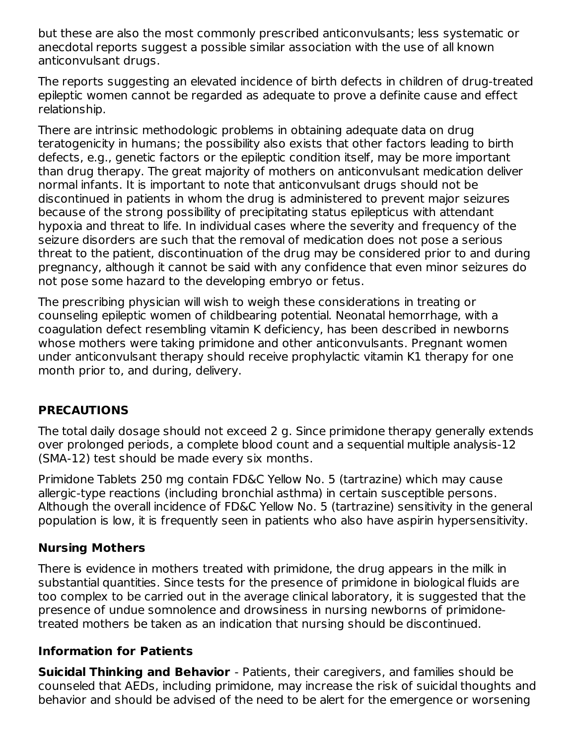but these are also the most commonly prescribed anticonvulsants; less systematic or anecdotal reports suggest a possible similar association with the use of all known anticonvulsant drugs.

The reports suggesting an elevated incidence of birth defects in children of drug-treated epileptic women cannot be regarded as adequate to prove a definite cause and effect relationship.

There are intrinsic methodologic problems in obtaining adequate data on drug teratogenicity in humans; the possibility also exists that other factors leading to birth defects, e.g., genetic factors or the epileptic condition itself, may be more important than drug therapy. The great majority of mothers on anticonvulsant medication deliver normal infants. It is important to note that anticonvulsant drugs should not be discontinued in patients in whom the drug is administered to prevent major seizures because of the strong possibility of precipitating status epilepticus with attendant hypoxia and threat to life. In individual cases where the severity and frequency of the seizure disorders are such that the removal of medication does not pose a serious threat to the patient, discontinuation of the drug may be considered prior to and during pregnancy, although it cannot be said with any confidence that even minor seizures do not pose some hazard to the developing embryo or fetus.

The prescribing physician will wish to weigh these considerations in treating or counseling epileptic women of childbearing potential. Neonatal hemorrhage, with a coagulation defect resembling vitamin K deficiency, has been described in newborns whose mothers were taking primidone and other anticonvulsants. Pregnant women under anticonvulsant therapy should receive prophylactic vitamin K1 therapy for one month prior to, and during, delivery.

## PRECAUTIONS

The total daily dosage should not exceed 2 g. Since primidone therapy generally extends over prolonged periods, a complete blood count and a sequential multiple analysis-12 (SMA-12) test should be made every six months.

Primidone Tablets 250 mg contain FD&C Yellow No. 5 (tartrazine) which may cause allergic-type reactions (including bronchial asthma) in certain susceptible persons. Although the overall incidence of FD&C Yellow No. 5 (tartrazine) sensitivity in the general population is low, it is frequently seen in patients who also have aspirin hypersensitivity.

### Nursing Mothers

There is evidence in mothers treated with primidone, the drug appears in the milk in substantial quantities. Since tests for the presence of primidone in biological fluids are too complex to be carried out in the average clinical laboratory, it is suggested that the presence of undue somnolence and drowsiness in nursing newborns of primidone-treated mothers be taken as an indication that nursing should be discontinued.

### Information for Patients

**Suicidal Thinking and Behavior** - Patients, their caregivers, and families should be counseled that AEDs, including primidone, may increase the risk of suicidal thoughts and behavior and should be advised of the need to be alert for the emergence or worsening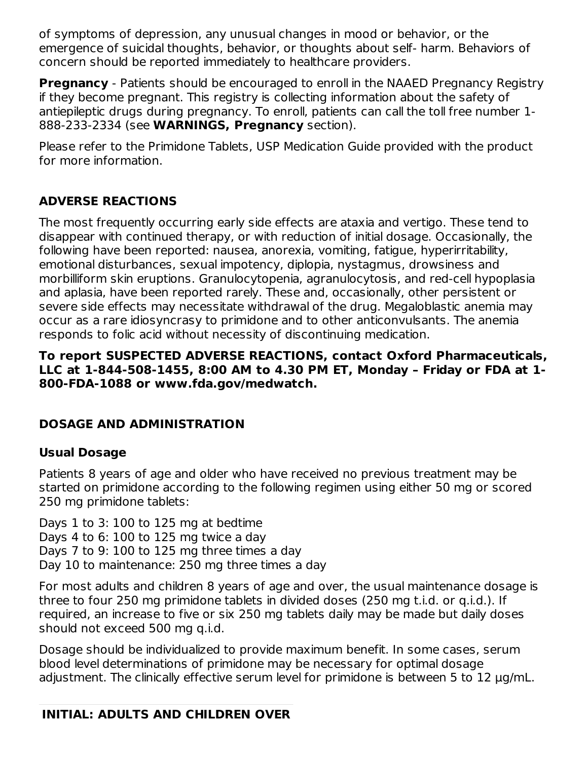of symptoms of depression, any unusual changes in mood or behavior, or the emergence of suicidal thoughts, behavior, or thoughts about self- harm. Behaviors of concern should be reported immediately to healthcare providers.

**Pregnancy** - Patients should be encouraged to enroll in the NAAED Pregnancy Registry if they become pregnant. This registry is collecting information about the safety of antiepileptic drugs during pregnancy. To enroll, patients can call the toll free number 1-888-233-2334 (see **WARNINGS, Pregnancy** section).

Please refer to the Primidone Tablets, USP Medication Guide provided with the product for more information.

## ADVERSE REACTIONS

The most frequently occurring early side effects are ataxia and vertigo. These tend to disappear with continued therapy, or with reduction of initial dosage. Occasionally, the following have been reported: nausea, anorexia, vomiting, fatigue, hyperirritability, emotional disturbances, sexual impotency, diplopia, nystagmus, drowsiness and morbilliform skin eruptions. Granulocytopenia, agranulocytosis, and red-cell hypoplasia and aplasia, have been reported rarely. These and, occasionally, other persistent or severe side effects may necessitate withdrawal of the drug. Megaloblastic anemia may occur as a rare idiosyncrasy to primidone and to other anticonvulsants. The anemia responds to folic acid without necessity of discontinuing medication.

**To report SUSPECTED ADVERSE REACTIONS, contact Oxford Pharmaceuticals, LLC at 1-844-508-1455, 8:00 AM to 4.30 PM ET, Monday – Friday or FDA at 1-800-FDA-1088 or www.fda.gov/medwatch.**

## DOSAGE AND ADMINISTRATION

### Usual Dosage

Patients 8 years of age and older who have received no previous treatment may be started on primidone according to the following regimen using either 50 mg or scored 250 mg primidone tablets:

Days 1 to 3: 100 to 125 mg at bedtime
Days 4 to 6: 100 to 125 mg twice a day
Days 7 to 9: 100 to 125 mg three times a day
Day 10 to maintenance: 250 mg three times a day

For most adults and children 8 years of age and over, the usual maintenance dosage is three to four 250 mg primidone tablets in divided doses (250 mg t.i.d. or q.i.d.). If required, an increase to five or six 250 mg tablets daily may be made but daily doses should not exceed 500 mg q.i.d.

Dosage should be individualized to provide maximum benefit. In some cases, serum blood level determinations of primidone may be necessary for optimal dosage adjustment. The clinically effective serum level for primidone is between 5 to 12 µg/mL.

**INITIAL: ADULTS AND CHILDREN OVER**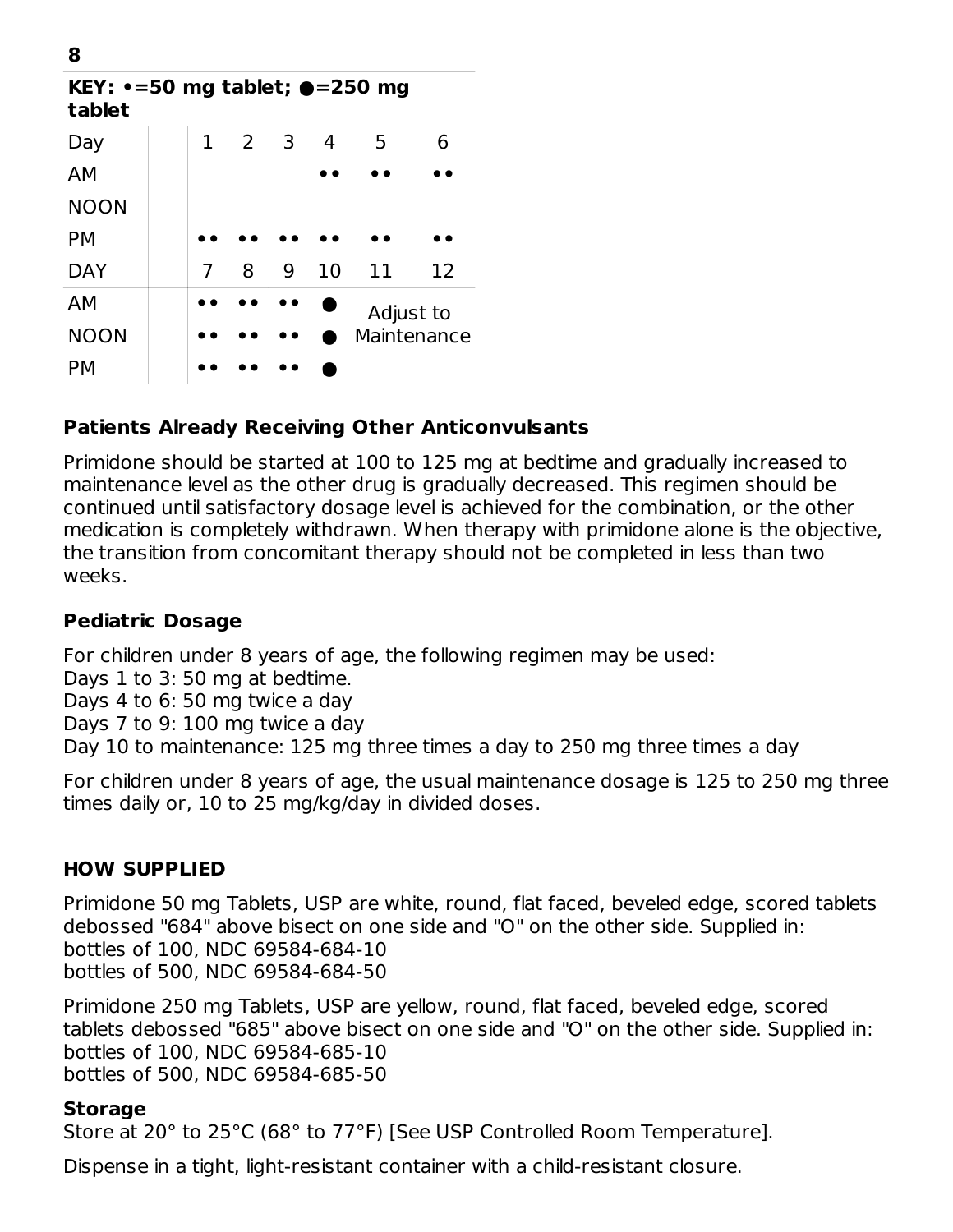8

| KEY: •=50 mg tablet; ●=250 mg tablet | | | | | | | |
|---|---|---|---|---|---|---|---|
| Day | | 1 | 2 | 3 | 4 | 5 | 6 |
| AM | | | | | •• | •• | •• |
| NOON | | | | | | | |
| PM | | •• | •• | •• | •• | •• | •• |
| DAY | | 7 | 8 | 9 | 10 | 11 | 12 |
| AM | | •• | •• | •• | ● | Adjust to Maintenance | |
| NOON | | •• | •• | •• | ● | | |
| PM | | •• | •• | •• | ● | | |

### Patients Already Receiving Other Anticonvulsants

Primidone should be started at 100 to 125 mg at bedtime and gradually increased to maintenance level as the other drug is gradually decreased. This regimen should be continued until satisfactory dosage level is achieved for the combination, or the other medication is completely withdrawn. When therapy with primidone alone is the objective, the transition from concomitant therapy should not be completed in less than two weeks.

### Pediatric Dosage

For children under 8 years of age, the following regimen may be used:
Days 1 to 3: 50 mg at bedtime.
Days 4 to 6: 50 mg twice a day
Days 7 to 9: 100 mg twice a day
Day 10 to maintenance: 125 mg three times a day to 250 mg three times a day

For children under 8 years of age, the usual maintenance dosage is 125 to 250 mg three times daily or, 10 to 25 mg/kg/day in divided doses.

## HOW SUPPLIED

Primidone 50 mg Tablets, USP are white, round, flat faced, beveled edge, scored tablets debossed "684" above bisect on one side and "O" on the other side. Supplied in:
bottles of 100, NDC 69584-684-10
bottles of 500, NDC 69584-684-50

Primidone 250 mg Tablets, USP are yellow, round, flat faced, beveled edge, scored tablets debossed "685" above bisect on one side and "O" on the other side. Supplied in:
bottles of 100, NDC 69584-685-10
bottles of 500, NDC 69584-685-50

### Storage

Store at 20° to 25°C (68° to 77°F) [See USP Controlled Room Temperature].

Dispense in a tight, light-resistant container with a child-resistant closure.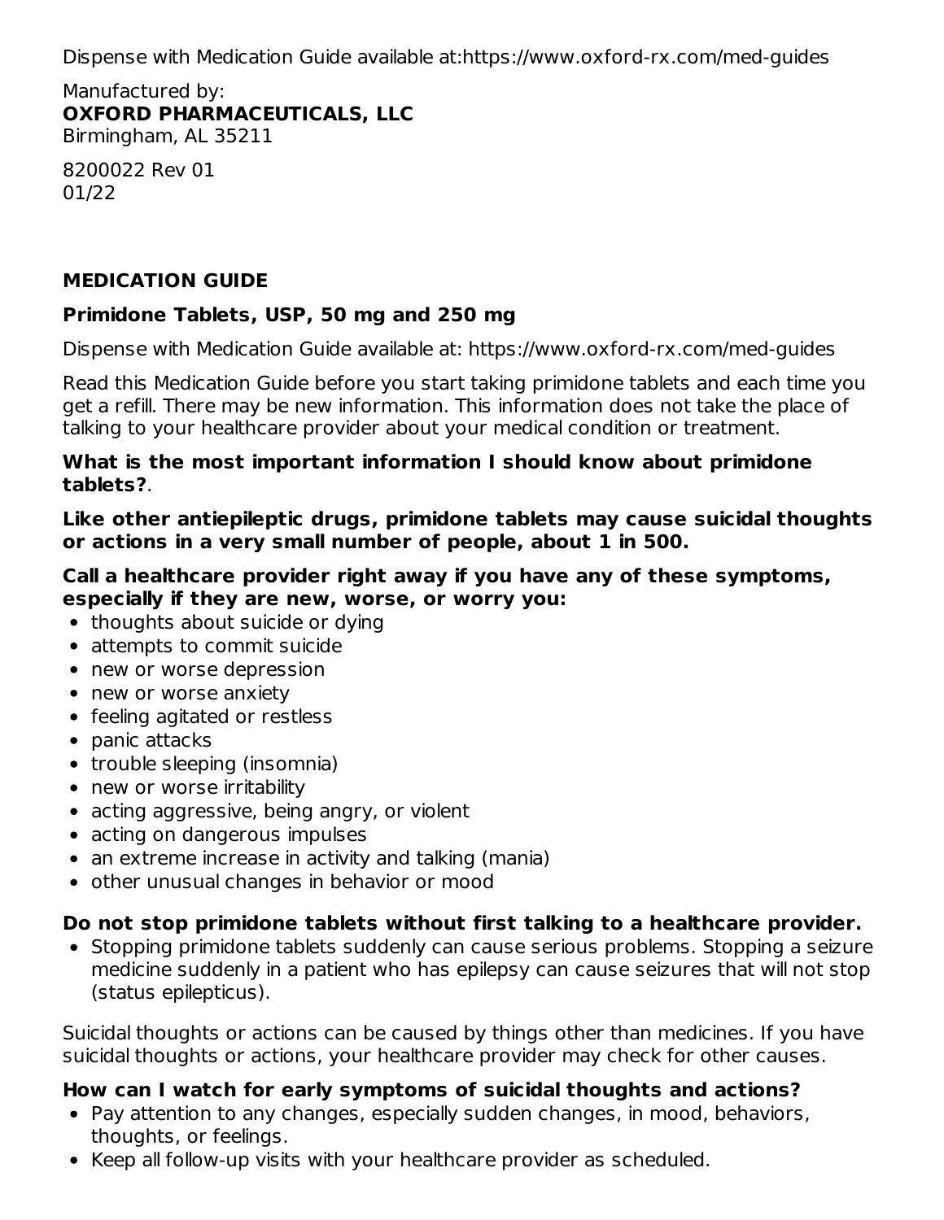Dispense with Medication Guide available at:https://www.oxford-rx.com/med-guides

Manufactured by:
**OXFORD PHARMACEUTICALS, LLC**
Birmingham, AL 35211

8200022 Rev 01
01/22

## MEDICATION GUIDE

### Primidone Tablets, USP, 50 mg and 250 mg

Dispense with Medication Guide available at: https://www.oxford-rx.com/med-guides

Read this Medication Guide before you start taking primidone tablets and each time you get a refill. There may be new information. This information does not take the place of talking to your healthcare provider about your medical condition or treatment.

**What is the most important information I should know about primidone tablets?**.

**Like other antiepileptic drugs, primidone tablets may cause suicidal thoughts or actions in a very small number of people, about 1 in 500.**

**Call a healthcare provider right away if you have any of these symptoms, especially if they are new, worse, or worry you:**

- thoughts about suicide or dying
- attempts to commit suicide
- new or worse depression
- new or worse anxiety
- feeling agitated or restless
- panic attacks
- trouble sleeping (insomnia)
- new or worse irritability
- acting aggressive, being angry, or violent
- acting on dangerous impulses
- an extreme increase in activity and talking (mania)
- other unusual changes in behavior or mood

**Do not stop primidone tablets without first talking to a healthcare provider.**

- Stopping primidone tablets suddenly can cause serious problems. Stopping a seizure medicine suddenly in a patient who has epilepsy can cause seizures that will not stop (status epilepticus).

Suicidal thoughts or actions can be caused by things other than medicines. If you have suicidal thoughts or actions, your healthcare provider may check for other causes.

**How can I watch for early symptoms of suicidal thoughts and actions?**

- Pay attention to any changes, especially sudden changes, in mood, behaviors, thoughts, or feelings.
- Keep all follow-up visits with your healthcare provider as scheduled.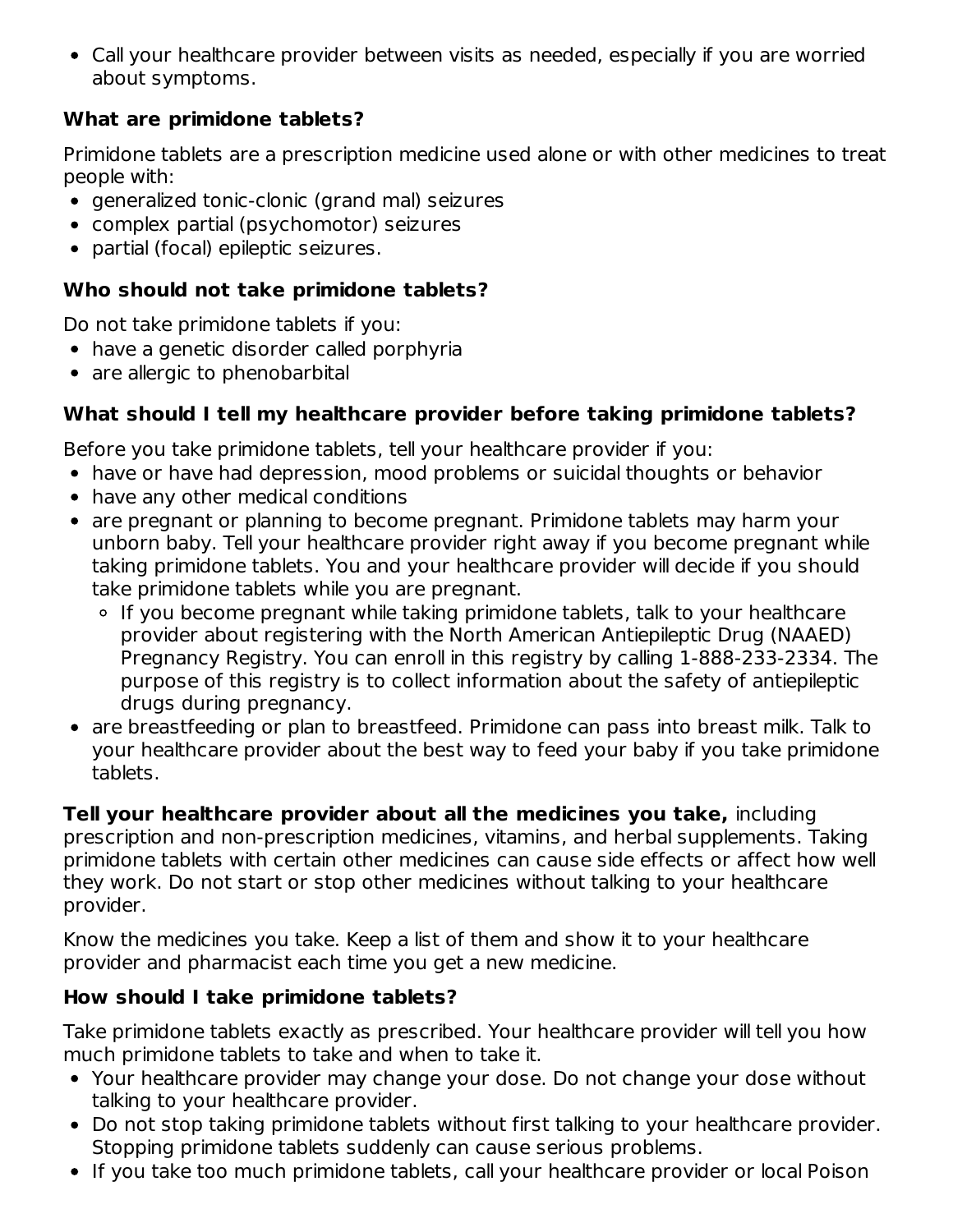- Call your healthcare provider between visits as needed, especially if you are worried about symptoms.

**What are primidone tablets?**

Primidone tablets are a prescription medicine used alone or with other medicines to treat people with:

- generalized tonic-clonic (grand mal) seizures
- complex partial (psychomotor) seizures
- partial (focal) epileptic seizures.

**Who should not take primidone tablets?**

Do not take primidone tablets if you:

- have a genetic disorder called porphyria
- are allergic to phenobarbital

**What should I tell my healthcare provider before taking primidone tablets?**

Before you take primidone tablets, tell your healthcare provider if you:

- have or have had depression, mood problems or suicidal thoughts or behavior
- have any other medical conditions
- are pregnant or planning to become pregnant. Primidone tablets may harm your unborn baby. Tell your healthcare provider right away if you become pregnant while taking primidone tablets. You and your healthcare provider will decide if you should take primidone tablets while you are pregnant.
    - If you become pregnant while taking primidone tablets, talk to your healthcare provider about registering with the North American Antiepileptic Drug (NAAED) Pregnancy Registry. You can enroll in this registry by calling 1-888-233-2334. The purpose of this registry is to collect information about the safety of antiepileptic drugs during pregnancy.
- are breastfeeding or plan to breastfeed. Primidone can pass into breast milk. Talk to your healthcare provider about the best way to feed your baby if you take primidone tablets.

**Tell your healthcare provider about all the medicines you take,** including prescription and non-prescription medicines, vitamins, and herbal supplements. Taking primidone tablets with certain other medicines can cause side effects or affect how well they work. Do not start or stop other medicines without talking to your healthcare provider.

Know the medicines you take. Keep a list of them and show it to your healthcare provider and pharmacist each time you get a new medicine.

**How should I take primidone tablets?**

Take primidone tablets exactly as prescribed. Your healthcare provider will tell you how much primidone tablets to take and when to take it.

- Your healthcare provider may change your dose. Do not change your dose without talking to your healthcare provider.
- Do not stop taking primidone tablets without first talking to your healthcare provider. Stopping primidone tablets suddenly can cause serious problems.
- If you take too much primidone tablets, call your healthcare provider or local Poison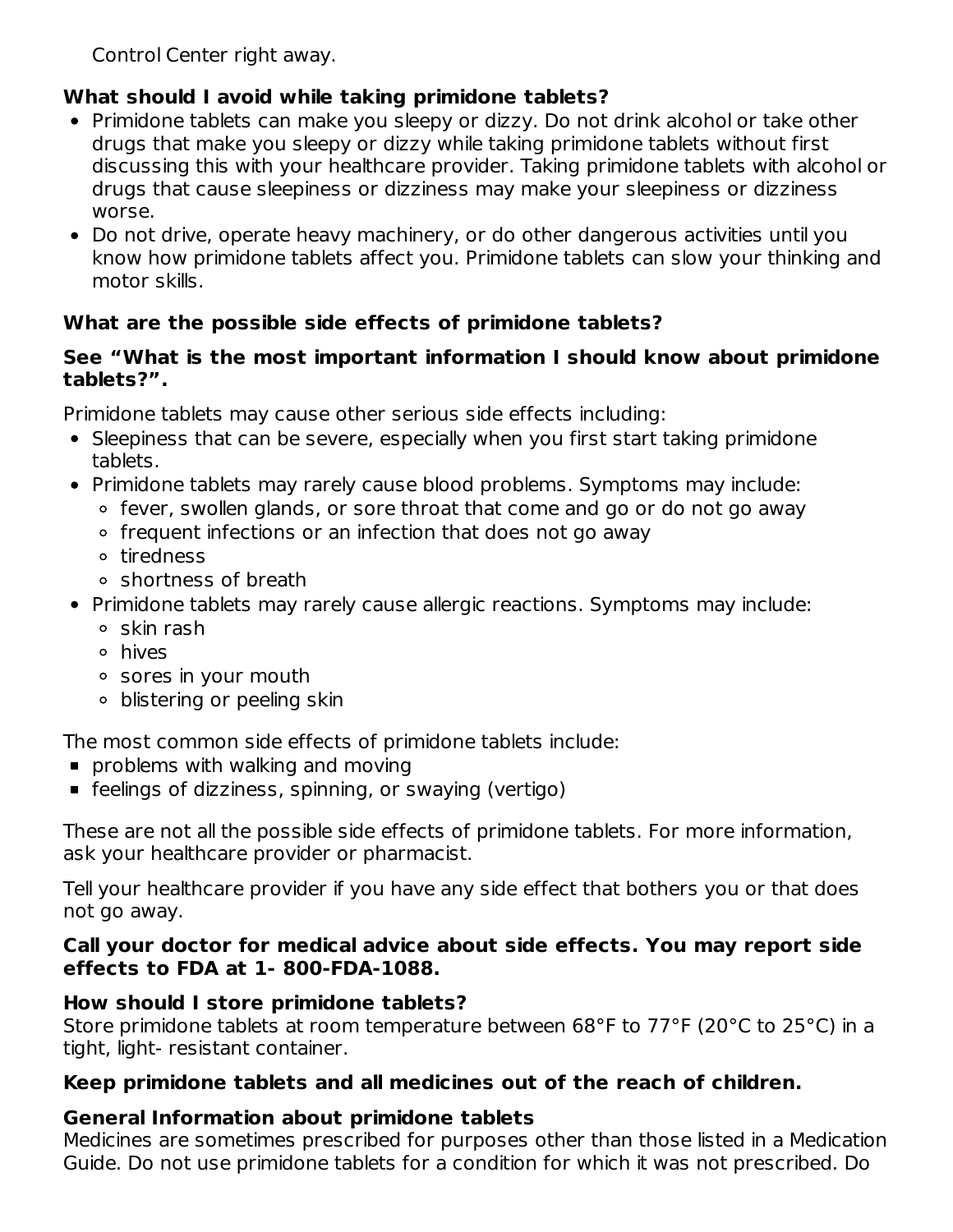Control Center right away.

**What should I avoid while taking primidone tablets?**

- Primidone tablets can make you sleepy or dizzy. Do not drink alcohol or take other drugs that make you sleepy or dizzy while taking primidone tablets without first discussing this with your healthcare provider. Taking primidone tablets with alcohol or drugs that cause sleepiness or dizziness may make your sleepiness or dizziness worse.
- Do not drive, operate heavy machinery, or do other dangerous activities until you know how primidone tablets affect you. Primidone tablets can slow your thinking and motor skills.

**What are the possible side effects of primidone tablets?**

**See "What is the most important information I should know about primidone tablets?".**

Primidone tablets may cause other serious side effects including:

- Sleepiness that can be severe, especially when you first start taking primidone tablets.
- Primidone tablets may rarely cause blood problems. Symptoms may include:
  - fever, swollen glands, or sore throat that come and go or do not go away
  - frequent infections or an infection that does not go away
  - tiredness
  - shortness of breath
- Primidone tablets may rarely cause allergic reactions. Symptoms may include:
  - skin rash
  - hives
  - sores in your mouth
  - blistering or peeling skin

The most common side effects of primidone tablets include:

- problems with walking and moving
- feelings of dizziness, spinning, or swaying (vertigo)

These are not all the possible side effects of primidone tablets. For more information, ask your healthcare provider or pharmacist.

Tell your healthcare provider if you have any side effect that bothers you or that does not go away.

**Call your doctor for medical advice about side effects. You may report side effects to FDA at 1- 800-FDA-1088.**

**How should I store primidone tablets?**

Store primidone tablets at room temperature between 68°F to 77°F (20°C to 25°C) in a tight, light- resistant container.

**Keep primidone tablets and all medicines out of the reach of children.**

**General Information about primidone tablets**

Medicines are sometimes prescribed for purposes other than those listed in a Medication Guide. Do not use primidone tablets for a condition for which it was not prescribed. Do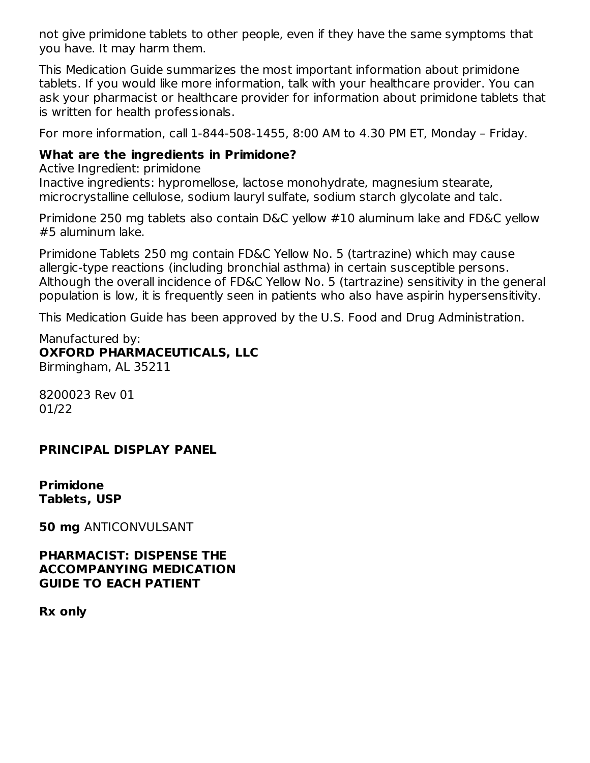not give primidone tablets to other people, even if they have the same symptoms that you have. It may harm them.

This Medication Guide summarizes the most important information about primidone tablets. If you would like more information, talk with your healthcare provider. You can ask your pharmacist or healthcare provider for information about primidone tablets that is written for health professionals.

For more information, call 1-844-508-1455, 8:00 AM to 4.30 PM ET, Monday – Friday.

**What are the ingredients in Primidone?**
Active Ingredient: primidone
Inactive ingredients: hypromellose, lactose monohydrate, magnesium stearate, microcrystalline cellulose, sodium lauryl sulfate, sodium starch glycolate and talc.

Primidone 250 mg tablets also contain D&C yellow #10 aluminum lake and FD&C yellow #5 aluminum lake.

Primidone Tablets 250 mg contain FD&C Yellow No. 5 (tartrazine) which may cause allergic-type reactions (including bronchial asthma) in certain susceptible persons. Although the overall incidence of FD&C Yellow No. 5 (tartrazine) sensitivity in the general population is low, it is frequently seen in patients who also have aspirin hypersensitivity.

This Medication Guide has been approved by the U.S. Food and Drug Administration.

Manufactured by:
**OXFORD PHARMACEUTICALS, LLC**
Birmingham, AL 35211

8200023 Rev 01
01/22

**PRINCIPAL DISPLAY PANEL**

**Primidone**
**Tablets, USP**

**50 mg** ANTICONVULSANT

**PHARMACIST: DISPENSE THE ACCOMPANYING MEDICATION GUIDE TO EACH PATIENT**

**Rx only**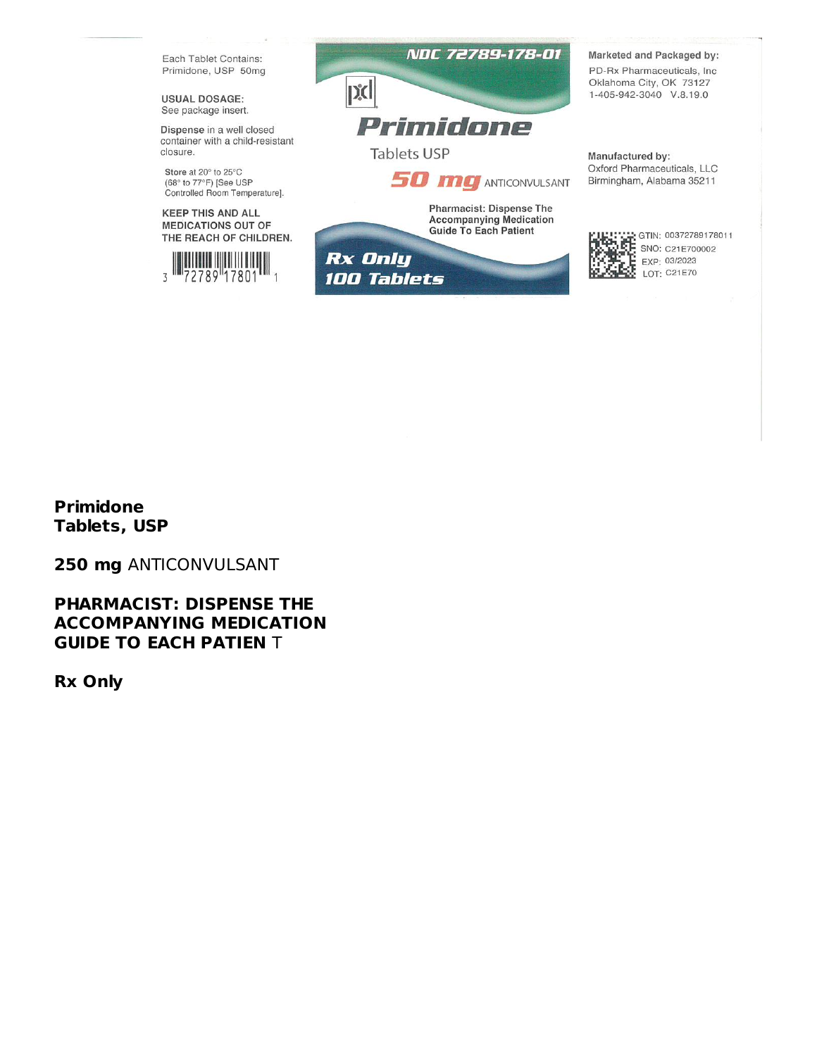Each Tablet Contains:
Primidone, USP 50mg

USUAL DOSAGE:
See package insert.

Dispense in a well closed container with a child-resistant closure.

Store at 20° to 25°C (68° to 77°F) [See USP Controlled Room Temperature].

KEEP THIS AND ALL MEDICATIONS OUT OF THE REACH OF CHILDREN.

3 72789 17801 1

NDC 72789-178-01

**Primidone**

Tablets USP

**50 mg** ANTICONVULSANT

Pharmacist: Dispense The Accompanying Medication Guide To Each Patient

**Rx Only**

**100 Tablets**

**Marketed and Packaged by:**
PD-Rx Pharmaceuticals, Inc
Oklahoma City, OK 73127
1-405-942-3040 V.8.19.0

**Manufactured by:**
Oxford Pharmaceuticals, LLC
Birmingham, Alabama 35211

GTIN: 00372789178011
SNO: C21E700002
EXP: 03/2023
LOT: C21E70

**Primidone**
**Tablets, USP**

**250 mg** ANTICONVULSANT

**PHARMACIST: DISPENSE THE ACCOMPANYING MEDICATION GUIDE TO EACH PATIEN** T

**Rx Only**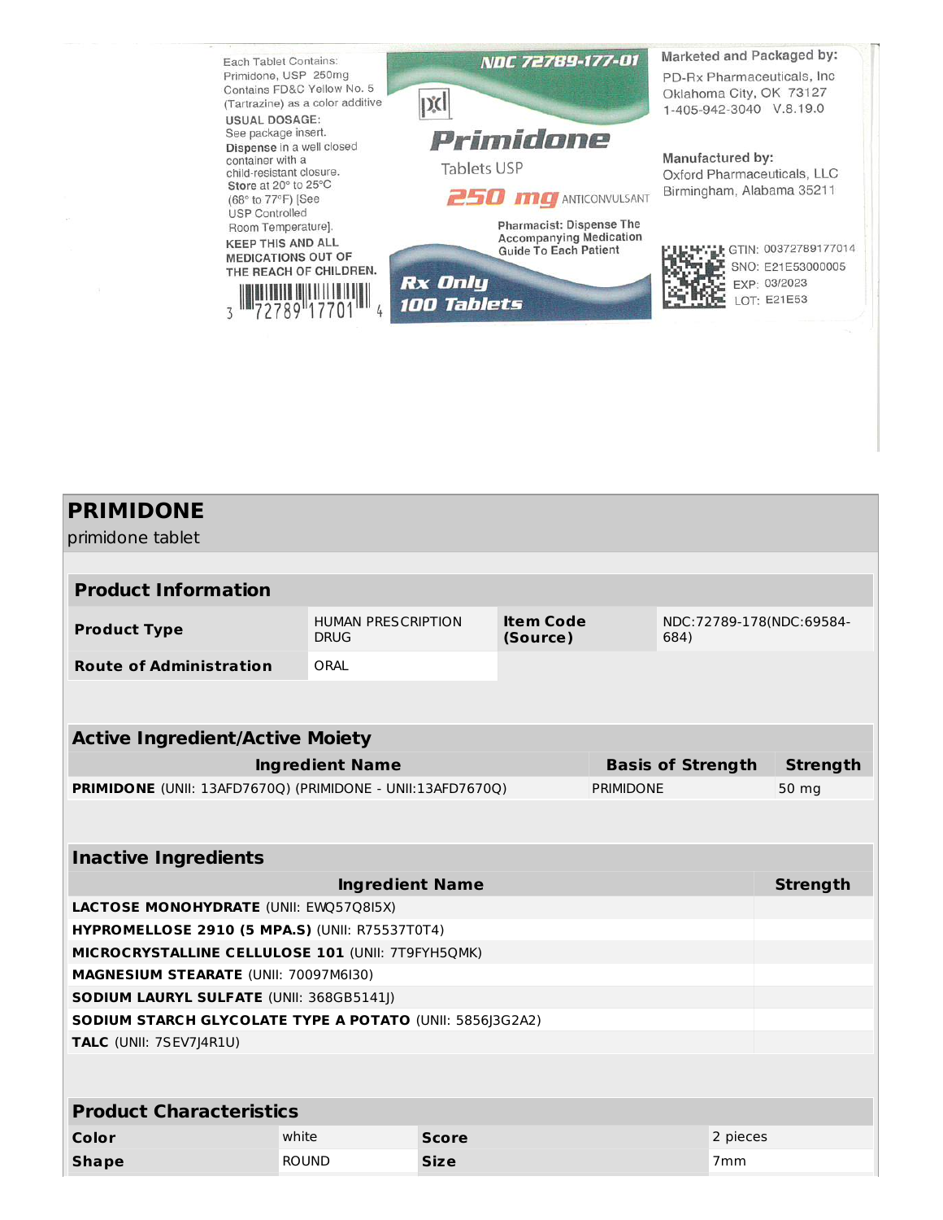Each Tablet Contains:
Primidone, USP 250mg
Contains FD&C Yellow No. 5
(Tartrazine) as a color additive
USUAL DOSAGE:
See package insert.
Dispense in a well closed container with a child-resistant closure.
Store at 20° to 25°C (68° to 77°F) [See USP Controlled Room Temperature].
KEEP THIS AND ALL MEDICATIONS OUT OF THE REACH OF CHILDREN.

3 72789 17701 4

NDC 72789-177-01

pxl

**Primidone**
Tablets USP
**250 mg** ANTICONVULSANT

Pharmacist: Dispense The Accompanying Medication Guide To Each Patient

**Rx Only**
**100 Tablets**

Marketed and Packaged by:
PD-Rx Pharmaceuticals, Inc
Oklahoma City, OK 73127
1-405-942-3040 V.8.19.0

Manufactured by:
Oxford Pharmaceuticals, LLC
Birmingham, Alabama 35211

GTIN: 00372789177014
SNO: E21E53000005
EXP: 03/2023
LOT: E21E53

# PRIMIDONE

primidone tablet

## Product Information

| | | | |
|---|---|---|---|
| **Product Type** | HUMAN PRESCRIPTION DRUG | **Item Code (Source)** | NDC:72789-178(NDC:69584-684) |
| **Route of Administration** | ORAL | | |

## Active Ingredient/Active Moiety

| Ingredient Name | Basis of Strength | Strength |
|---|---|---|
| **PRIMIDONE** (UNII: 13AFD7670Q) (PRIMIDONE - UNII:13AFD7670Q) | PRIMIDONE | 50 mg |

## Inactive Ingredients

| Ingredient Name | Strength |
|---|---|
| **LACTOSE MONOHYDRATE** (UNII: EWQ57Q8I5X) | |
| **HYPROMELLOSE 2910 (5 MPA.S)** (UNII: R75537T0T4) | |
| **MICROCRYSTALLINE CELLULOSE 101** (UNII: 7T9FYH5QMK) | |
| **MAGNESIUM STEARATE** (UNII: 70097M6I30) | |
| **SODIUM LAURYL SULFATE** (UNII: 368GB5141J) | |
| **SODIUM STARCH GLYCOLATE TYPE A POTATO** (UNII: 5856J3G2A2) | |
| **TALC** (UNII: 7SEV7J4R1U) | |

## Product Characteristics

| | | | |
|---|---|---|---|
| **Color** | white | **Score** | 2 pieces |
| **Shape** | ROUND | **Size** | 7mm |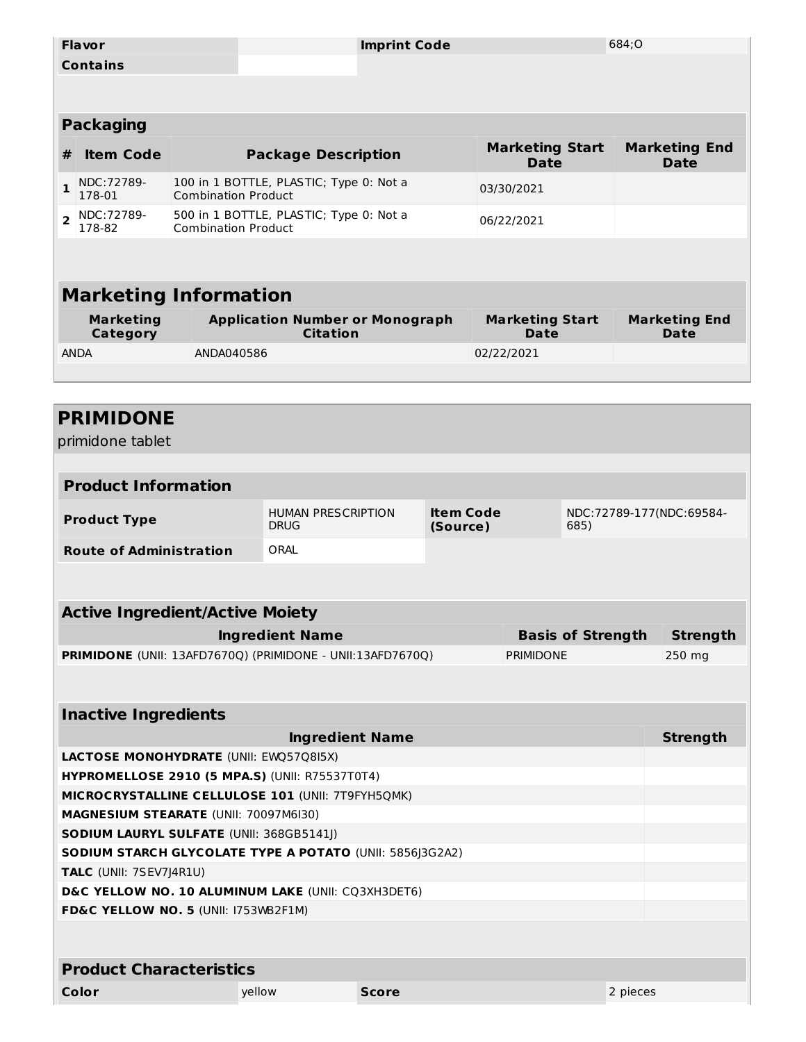| Flavor | | Imprint Code | 684;O |
|---|---|---|---|
| Contains | | | |

## Packaging

| # | Item Code | Package Description | Marketing Start Date | Marketing End Date |
|---|---|---|---|---|
| 1 | NDC:72789-178-01 | 100 in 1 BOTTLE, PLASTIC; Type 0: Not a Combination Product | 03/30/2021 | |
| 2 | NDC:72789-178-82 | 500 in 1 BOTTLE, PLASTIC; Type 0: Not a Combination Product | 06/22/2021 | |

## Marketing Information

| Marketing Category | Application Number or Monograph Citation | Marketing Start Date | Marketing End Date |
|---|---|---|---|
| ANDA | ANDA040586 | 02/22/2021 | |

# PRIMIDONE

primidone tablet

## Product Information

| Product Type | HUMAN PRESCRIPTION DRUG | Item Code (Source) | NDC:72789-177(NDC:69584-685) |
|---|---|---|---|
| Route of Administration | ORAL | | |

## Active Ingredient/Active Moiety

| Ingredient Name | Basis of Strength | Strength |
|---|---|---|
| **PRIMIDONE** (UNII: 13AFD7670Q) (PRIMIDONE - UNII:13AFD7670Q) | PRIMIDONE | 250 mg |

## Inactive Ingredients

| Ingredient Name | Strength |
|---|---|
| **LACTOSE MONOHYDRATE** (UNII: EWQ57Q8I5X) | |
| **HYPROMELLOSE 2910 (5 MPA.S)** (UNII: R75537T0T4) | |
| **MICROCRYSTALLINE CELLULOSE 101** (UNII: 7T9FYH5QMK) | |
| **MAGNESIUM STEARATE** (UNII: 70097M6I30) | |
| **SODIUM LAURYL SULFATE** (UNII: 368GB5141J) | |
| **SODIUM STARCH GLYCOLATE TYPE A POTATO** (UNII: 5856J3G2A2) | |
| **TALC** (UNII: 7SEV7J4R1U) | |
| **D&C YELLOW NO. 10 ALUMINUM LAKE** (UNII: CQ3XH3DET6) | |
| **FD&C YELLOW NO. 5** (UNII: I753WB2F1M) | |

## Product Characteristics

| Color | yellow | Score | 2 pieces |
|---|---|---|---|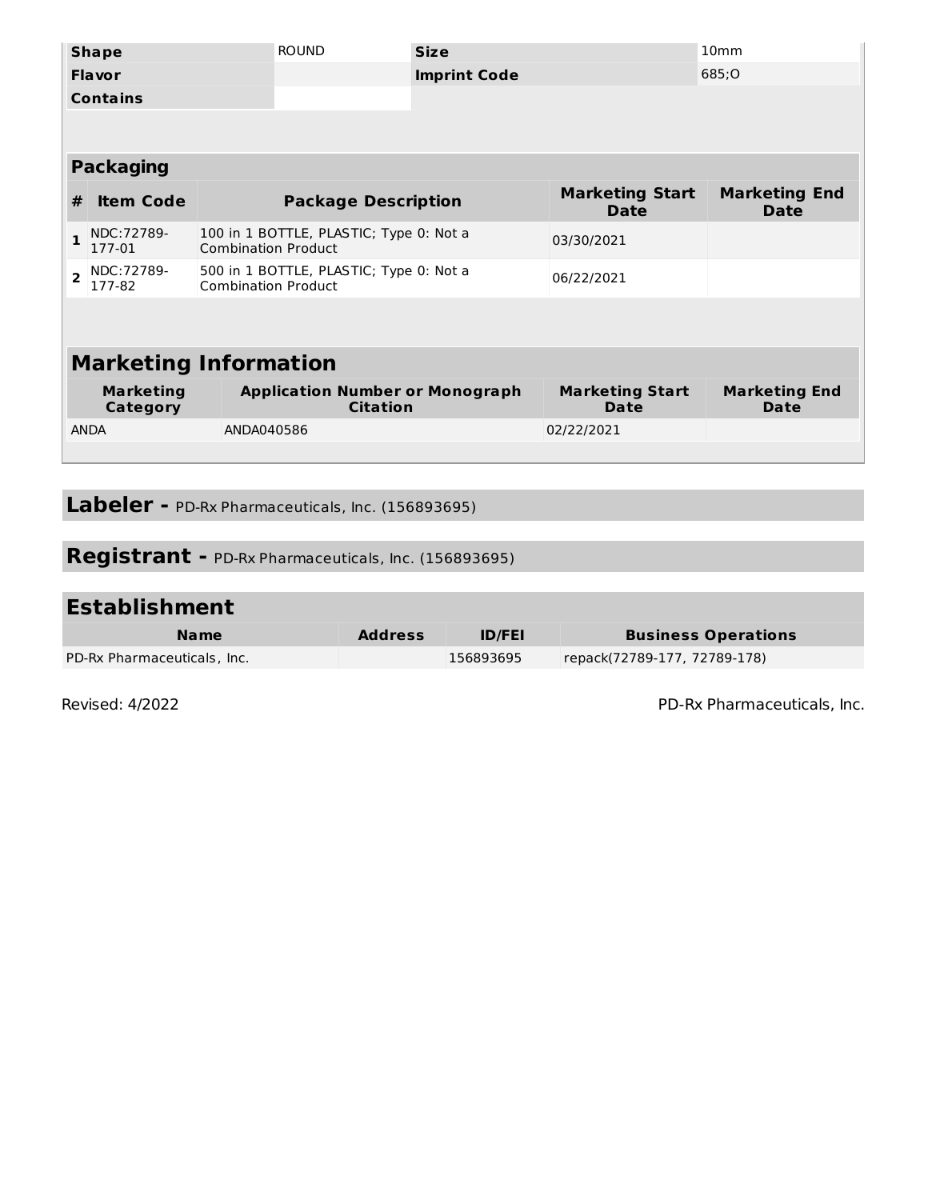| | | | |
|---|---|---|---|
| **Shape** | ROUND | **Size** | 10mm |
| **Flavor** | | **Imprint Code** | 685;O |
| **Contains** | | | |

## Packaging

| # | Item Code | Package Description | Marketing Start Date | Marketing End Date |
|---|---|---|---|---|
| 1 | NDC:72789-177-01 | 100 in 1 BOTTLE, PLASTIC; Type 0: Not a Combination Product | 03/30/2021 | |
| 2 | NDC:72789-177-82 | 500 in 1 BOTTLE, PLASTIC; Type 0: Not a Combination Product | 06/22/2021 | |

## Marketing Information

| Marketing Category | Application Number or Monograph Citation | Marketing Start Date | Marketing End Date |
|---|---|---|---|
| ANDA | ANDA040586 | 02/22/2021 | |

## Labeler - PD-Rx Pharmaceuticals, Inc. (156893695)

## Registrant - PD-Rx Pharmaceuticals, Inc. (156893695)

## Establishment

| Name | Address | ID/FEI | Business Operations |
|---|---|---|---|
| PD-Rx Pharmaceuticals, Inc. | | 156893695 | repack(72789-177, 72789-178) |

Revised: 4/2022

PD-Rx Pharmaceuticals, Inc.